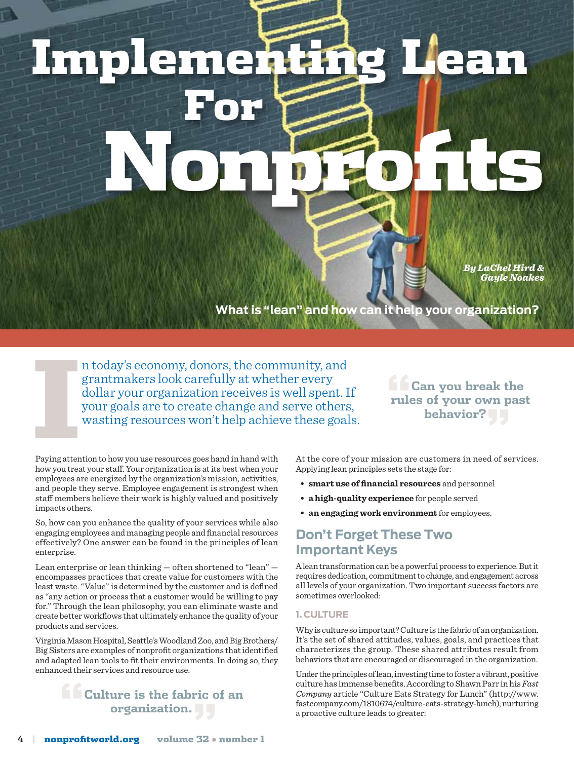# Implementing Lean For Nonprofits

*By LaChel Hird & Gayle Noakes*

**What is "lean" and how can it help your organization?**

In today's economy, donors, the community, and grantmakers look carefully at whether every dollar your organization receives is well spent. If your goals are to create change and serve others, wasting resources won't help achieve these goals.

> **"Can you break the rules of your own past behavior?"**

Paying attention to how you use resources goes hand in hand with how you treat your staff. Your organization is at its best when your employees are energized by the organization's mission, activities, and people they serve. Employee engagement is strongest when staff members believe their work is highly valued and positively impacts others.

So, how can you enhance the quality of your services while also engaging employees and managing people and financial resources effectively? One answer can be found in the principles of lean enterprise.

Lean enterprise or lean thinking — often shortened to "lean" — encompasses practices that create value for customers with the least waste. "Value" is determined by the customer and is defined as "any action or process that a customer would be willing to pay for." Through the lean philosophy, you can eliminate waste and create better workflows that ultimately enhance the quality of your products and services.

Virginia Mason Hospital, Seattle's Woodland Zoo, and Big Brothers/Big Sisters are examples of nonprofit organizations that identified and adapted lean tools to fit their environments. In doing so, they enhanced their services and resource use.

> **"Culture is the fabric of an organization."**

At the core of your mission are customers in need of services. Applying lean principles sets the stage for:

- **smart use of financial resources** and personnel
- **a high-quality experience** for people served
- **an engaging work environment** for employees.

## Don't Forget These Two Important Keys

A lean transformation can be a powerful process to experience. But it requires dedication, commitment to change, and engagement across all levels of your organization. Two important success factors are sometimes overlooked:

### 1. CULTURE

Why is culture so important? Culture is the fabric of an organization. It's the set of shared attitudes, values, goals, and practices that characterizes the group. These shared attributes result from behaviors that are encouraged or discouraged in the organization.

Under the principles of lean, investing time to foster a vibrant, positive culture has immense benefits. According to Shawn Parr in his *Fast Company* article "Culture Eats Strategy for Lunch" (http://www.fastcompany.com/1810674/culture-eats-strategy-lunch), nurturing a proactive culture leads to greater: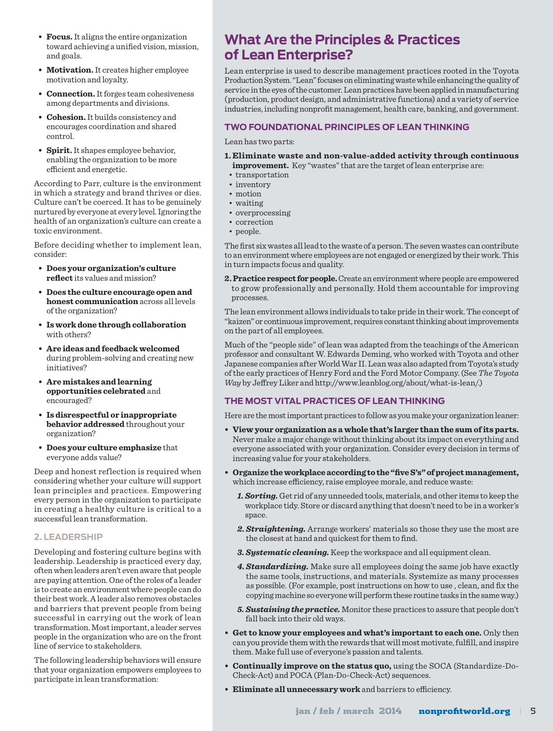- **Focus.** It aligns the entire organization toward achieving a unified vision, mission, and goals.
- **Motivation.** It creates higher employee motivation and loyalty.
- **Connection.** It forges team cohesiveness among departments and divisions.
- **Cohesion.** It builds consistency and encourages coordination and shared control.
- **Spirit.** It shapes employee behavior, enabling the organization to be more efficient and energetic.

According to Parr, culture is the environment in which a strategy and brand thrives or dies. Culture can't be coerced. It has to be genuinely nurtured by everyone at every level. Ignoring the health of an organization's culture can create a toxic environment.

Before deciding whether to implement lean, consider:

- **Does your organization's culture reflect** its values and mission?
- **Does the culture encourage open and honest communication** across all levels of the organization?
- **Is work done through collaboration** with others?
- **Are ideas and feedback welcomed** during problem-solving and creating new initiatives?
- **Are mistakes and learning opportunities celebrated** and encouraged?
- **Is disrespectful or inappropriate behavior addressed** throughout your organization?
- **Does your culture emphasize** that everyone adds value?

Deep and honest reflection is required when considering whether your culture will support lean principles and practices. Empowering every person in the organization to participate in creating a healthy culture is critical to a successful lean transformation.

### 2. LEADERSHIP

Developing and fostering culture begins with leadership. Leadership is practiced every day, often when leaders aren't even aware that people are paying attention. One of the roles of a leader is to create an environment where people can do their best work. A leader also removes obstacles and barriers that prevent people from being successful in carrying out the work of lean transformation. Most important, a leader serves people in the organization who are on the front line of service to stakeholders.

The following leadership behaviors will ensure that your organization empowers employees to participate in lean transformation:

## What Are the Principles & Practices of Lean Enterprise?

Lean enterprise is used to describe management practices rooted in the Toyota Production System. "Lean" focuses on eliminating waste while enhancing the quality of service in the eyes of the customer. Lean practices have been applied in manufacturing (production, product design, and administrative functions) and a variety of service industries, including nonprofit management, health care, banking, and government.

### TWO FOUNDATIONAL PRINCIPLES OF LEAN THINKING

Lean has two parts:

1. **Eliminate waste and non-value-added activity through continuous improvement.** Key "wastes" that are the target of lean enterprise are:
   - transportation
   - inventory
   - motion
   - waiting
   - overprocessing
   - correction
   - people.

The first six wastes all lead to the waste of a person. The seven wastes can contribute to an environment where employees are not engaged or energized by their work. This in turn impacts focus and quality.

2. **Practice respect for people.** Create an environment where people are empowered to grow professionally and personally. Hold them accountable for improving processes.

The lean environment allows individuals to take pride in their work. The concept of "kaizen" or continuous improvement, requires constant thinking about improvements on the part of all employees.

Much of the "people side" of lean was adapted from the teachings of the American professor and consultant W. Edwards Deming, who worked with Toyota and other Japanese companies after World War II. Lean was also adapted from Toyota's study of the early practices of Henry Ford and the Ford Motor Company. (See *The Toyota Way* by Jeffrey Liker and http://www.leanblog.org/about/what-is-lean/.)

### THE MOST VITAL PRACTICES OF LEAN THINKING

Here are the most important practices to follow as you make your organization leaner:

- **View your organization as a whole that's larger than the sum of its parts.** Never make a major change without thinking about its impact on everything and everyone associated with your organization. Consider every decision in terms of increasing value for your stakeholders.
- **Organize the workplace according to the "five S's" of project management,** which increase efficiency, raise employee morale, and reduce waste:
  1. ***Sorting.*** Get rid of any unneeded tools, materials, and other items to keep the workplace tidy. Store or discard anything that doesn't need to be in a worker's space.
  2. ***Straightening.*** Arrange workers' materials so those they use the most are the closest at hand and quickest for them to find.
  3. ***Systematic cleaning.*** Keep the workspace and all equipment clean.
  4. ***Standardizing.*** Make sure all employees doing the same job have exactly the same tools, instructions, and materials. Systemize as many processes as possible. (For example, post instructions on how to use , clean, and fix the copying machine so everyone will perform these routine tasks in the same way.)
  5. ***Sustaining the practice.*** Monitor these practices to assure that people don't fall back into their old ways.
- **Get to know your employees and what's important to each one.** Only then can you provide them with the rewards that will most motivate, fulfill, and inspire them. Make full use of everyone's passion and talents.
- **Continually improve on the status quo,** using the SOCA (Standardize-Do-Check-Act) and POCA (Plan-Do-Check-Act) sequences.
- **Eliminate all unnecessary work** and barriers to efficiency.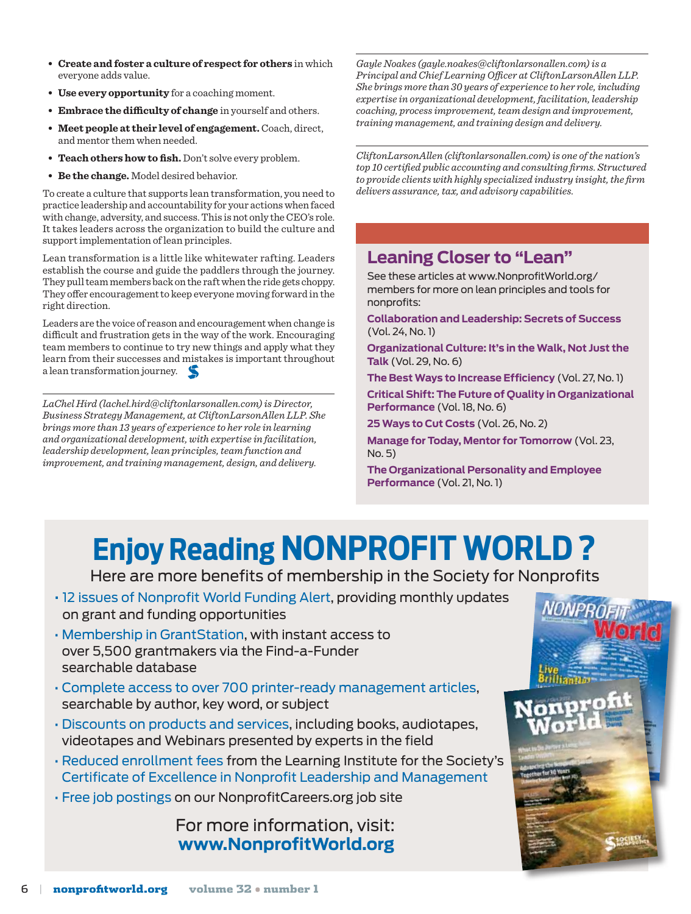- **Create and foster a culture of respect for others** in which everyone adds value.
- **Use every opportunity** for a coaching moment.
- **Embrace the difficulty of change** in yourself and others.
- **Meet people at their level of engagement.** Coach, direct, and mentor them when needed.
- **Teach others how to fish.** Don't solve every problem.
- **Be the change.** Model desired behavior.

To create a culture that supports lean transformation, you need to practice leadership and accountability for your actions when faced with change, adversity, and success. This is not only the CEO's role. It takes leaders across the organization to build the culture and support implementation of lean principles.

Lean transformation is a little like whitewater rafting. Leaders establish the course and guide the paddlers through the journey. They pull team members back on the raft when the ride gets choppy. They offer encouragement to keep everyone moving forward in the right direction.

Leaders are the voice of reason and encouragement when change is difficult and frustration gets in the way of the work. Encouraging team members to continue to try new things and apply what they learn from their successes and mistakes is important throughout a lean transformation journey.

---

*LaChel Hird (lachel.hird@cliftonlarsonallen.com) is Director, Business Strategy Management, at CliftonLarsonAllen LLP. She brings more than 13 years of experience to her role in learning and organizational development, with expertise in facilitation, leadership development, lean principles, team function and improvement, and training management, design, and delivery.*

---

*Gayle Noakes (gayle.noakes@cliftonlarsonallen.com) is a Principal and Chief Learning Officer at CliftonLarsonAllen LLP. She brings more than 30 years of experience to her role, including expertise in organizational development, facilitation, leadership coaching, process improvement, team design and improvement, training management, and training design and delivery.*

---

*CliftonLarsonAllen (cliftonlarsonallen.com) is one of the nation's top 10 certified public accounting and consulting firms. Structured to provide clients with highly specialized industry insight, the firm delivers assurance, tax, and advisory capabilities.*

## Leaning Closer to "Lean"

See these articles at www.NonprofitWorld.org/members for more on lean principles and tools for nonprofits:

**Collaboration and Leadership: Secrets of Success** (Vol. 24, No. 1)

**Organizational Culture: It's in the Walk, Not Just the Talk** (Vol. 29, No. 6)

**The Best Ways to Increase Efficiency** (Vol. 27, No. 1)

**Critical Shift: The Future of Quality in Organizational Performance** (Vol. 18, No. 6)

**25 Ways to Cut Costs** (Vol. 26, No. 2)

**Manage for Today, Mentor for Tomorrow** (Vol. 23, No. 5)

**The Organizational Personality and Employee Performance** (Vol. 21, No. 1)

## Enjoy Reading NONPROFIT WORLD ?

Here are more benefits of membership in the Society for Nonprofits

- 12 issues of Nonprofit World Funding Alert, providing monthly updates on grant and funding opportunities
- Membership in GrantStation, with instant access to over 5,500 grantmakers via the Find-a-Funder searchable database
- Complete access to over 700 printer-ready management articles, searchable by author, key word, or subject
- Discounts on products and services, including books, audiotapes, videotapes and Webinars presented by experts in the field
- Reduced enrollment fees from the Learning Institute for the Society's Certificate of Excellence in Nonprofit Leadership and Management
- Free job postings on our NonprofitCareers.org job site

For more information, visit:
**www.NonprofitWorld.org**